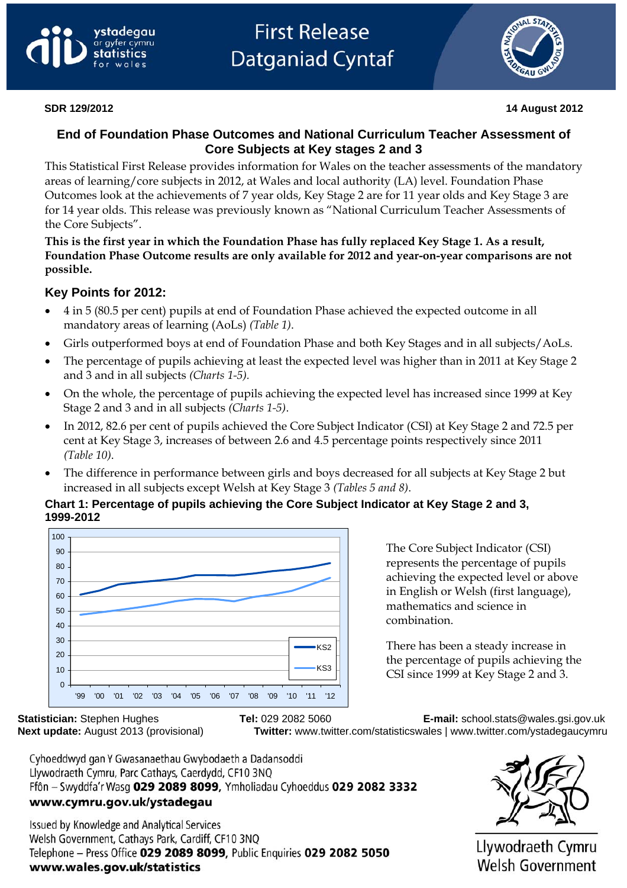ystadegau ar gyfer cymru
statistics for wales

# First Release
# Datganiad Cyntaf

**SDR 129/2012** **14 August 2012**

## End of Foundation Phase Outcomes and National Curriculum Teacher Assessment of Core Subjects at Key stages 2 and 3

This Statistical First Release provides information for Wales on the teacher assessments of the mandatory areas of learning/core subjects in 2012, at Wales and local authority (LA) level. Foundation Phase Outcomes look at the achievements of 7 year olds, Key Stage 2 are for 11 year olds and Key Stage 3 are for 14 year olds. This release was previously known as "National Curriculum Teacher Assessments of the Core Subjects".

**This is the first year in which the Foundation Phase has fully replaced Key Stage 1. As a result, Foundation Phase Outcome results are only available for 2012 and year-on-year comparisons are not possible.**

### Key Points for 2012:

- 4 in 5 (80.5 per cent) pupils at end of Foundation Phase achieved the expected outcome in all mandatory areas of learning (AoLs) *(Table 1)*.
- Girls outperformed boys at end of Foundation Phase and both Key Stages and in all subjects/AoLs.
- The percentage of pupils achieving at least the expected level was higher than in 2011 at Key Stage 2 and 3 and in all subjects *(Charts 1-5)*.
- On the whole, the percentage of pupils achieving the expected level has increased since 1999 at Key Stage 2 and 3 and in all subjects *(Charts 1-5)*.
- In 2012, 82.6 per cent of pupils achieved the Core Subject Indicator (CSI) at Key Stage 2 and 72.5 per cent at Key Stage 3, increases of between 2.6 and 4.5 percentage points respectively since 2011 *(Table 10)*.
- The difference in performance between girls and boys decreased for all subjects at Key Stage 2 but increased in all subjects except Welsh at Key Stage 3 *(Tables 5 and 8)*.

**Chart 1: Percentage of pupils achieving the Core Subject Indicator at Key Stage 2 and 3, 1999-2012**

The Core Subject Indicator (CSI) represents the percentage of pupils achieving the expected level or above in English or Welsh (first language), mathematics and science in combination.

There has been a steady increase in the percentage of pupils achieving the CSI since 1999 at Key Stage 2 and 3.

**Statistician:** Stephen Hughes **Tel:** 029 2082 5060 **E-mail:** school.stats@wales.gsi.gov.uk
**Next update:** August 2013 (provisional) **Twitter:** www.twitter.com/statisticswales | www.twitter.com/ystadegaucymru

Cyhoeddwyd gan Y Gwasanaethau Gwybodaeth a Dadansoddi
Llywodraeth Cymru, Parc Cathays, Caerdydd, CF10 3NQ
Ffôn – Swyddfa'r Wasg **029 2089 8099,** Ymholiadau Cyhoeddus **029 2082 3332**
**www.cymru.gov.uk/ystadegau**

Issued by Knowledge and Analytical Services
Welsh Government, Cathays Park, Cardiff, CF10 3NQ
Telephone – Press Office **029 2089 8099,** Public Enquiries **029 2082 5050**
**www.wales.gov.uk/statistics**

Llywodraeth Cymru
Welsh Government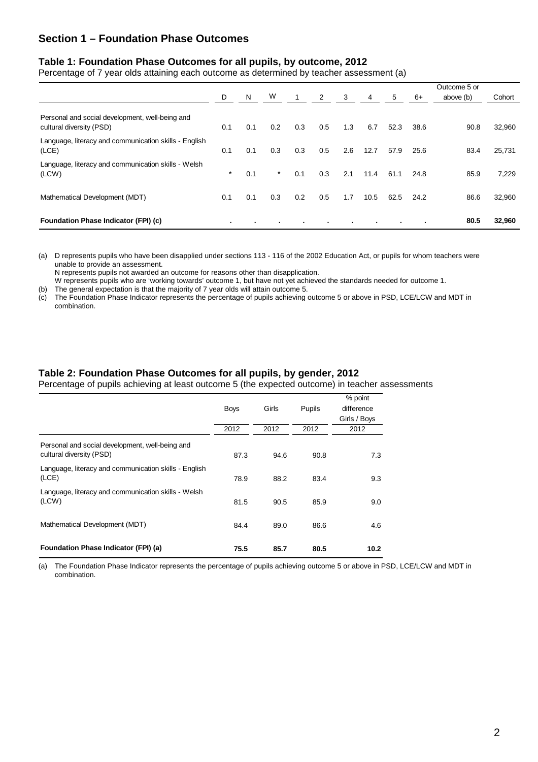## Section 1 – Foundation Phase Outcomes

### Table 1: Foundation Phase Outcomes for all pupils, by outcome, 2012

Percentage of 7 year olds attaining each outcome as determined by teacher assessment (a)

| | D | N | W | 1 | 2 | 3 | 4 | 5 | 6+ | Outcome 5 or above (b) | Cohort |
|---|---|---|---|---|---|---|---|---|---|---|---|
| Personal and social development, well-being and cultural diversity (PSD) | 0.1 | 0.1 | 0.2 | 0.3 | 0.5 | 1.3 | 6.7 | 52.3 | 38.6 | 90.8 | 32,960 |
| Language, literacy and communication skills - English (LCE) | 0.1 | 0.1 | 0.3 | 0.3 | 0.5 | 2.6 | 12.7 | 57.9 | 25.6 | 83.4 | 25,731 |
| Language, literacy and communication skills - Welsh (LCW) | * | 0.1 | * | 0.1 | 0.3 | 2.1 | 11.4 | 61.1 | 24.8 | 85.9 | 7,229 |
| Mathematical Development (MDT) | 0.1 | 0.1 | 0.3 | 0.2 | 0.5 | 1.7 | 10.5 | 62.5 | 24.2 | 86.6 | 32,960 |
| **Foundation Phase Indicator (FPI) (c)** | . | . | . | . | . | . | . | . | . | **80.5** | **32,960** |

(a) D represents pupils who have been disapplied under sections 113 - 116 of the 2002 Education Act, or pupils for whom teachers were unable to provide an assessment.
N represents pupils not awarded an outcome for reasons other than disapplication.
W represents pupils who are 'working towards' outcome 1, but have not yet achieved the standards needed for outcome 1.
(b) The general expectation is that the majority of 7 year olds will attain outcome 5.
(c) The Foundation Phase Indicator represents the percentage of pupils achieving outcome 5 or above in PSD, LCE/LCW and MDT in combination.

### Table 2: Foundation Phase Outcomes for all pupils, by gender, 2012

Percentage of pupils achieving at least outcome 5 (the expected outcome) in teacher assessments

| | Boys | Girls | Pupils | % point difference Girls / Boys |
|---|---|---|---|---|
| | 2012 | 2012 | 2012 | 2012 |
| Personal and social development, well-being and cultural diversity (PSD) | 87.3 | 94.6 | 90.8 | 7.3 |
| Language, literacy and communication skills - English (LCE) | 78.9 | 88.2 | 83.4 | 9.3 |
| Language, literacy and communication skills - Welsh (LCW) | 81.5 | 90.5 | 85.9 | 9.0 |
| Mathematical Development (MDT) | 84.4 | 89.0 | 86.6 | 4.6 |
| **Foundation Phase Indicator (FPI) (a)** | **75.5** | **85.7** | **80.5** | **10.2** |

(a) The Foundation Phase Indicator represents the percentage of pupils achieving outcome 5 or above in PSD, LCE/LCW and MDT in combination.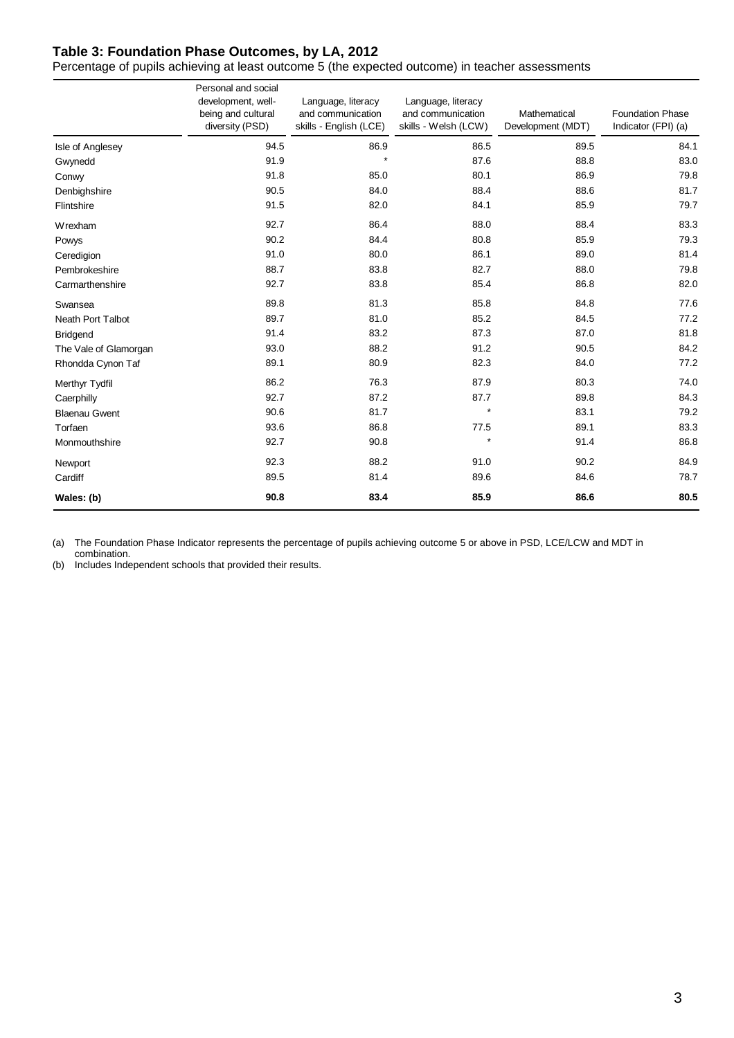### Table 3: Foundation Phase Outcomes, by LA, 2012

Percentage of pupils achieving at least outcome 5 (the expected outcome) in teacher assessments

| | Personal and social development, well-being and cultural diversity (PSD) | Language, literacy and communication skills - English (LCE) | Language, literacy and communication skills - Welsh (LCW) | Mathematical Development (MDT) | Foundation Phase Indicator (FPI) (a) |
|---|---|---|---|---|---|
| Isle of Anglesey | 94.5 | 86.9 | 86.5 | 89.5 | 84.1 |
| Gwynedd | 91.9 | * | 87.6 | 88.8 | 83.0 |
| Conwy | 91.8 | 85.0 | 80.1 | 86.9 | 79.8 |
| Denbighshire | 90.5 | 84.0 | 88.4 | 88.6 | 81.7 |
| Flintshire | 91.5 | 82.0 | 84.1 | 85.9 | 79.7 |
| Wrexham | 92.7 | 86.4 | 88.0 | 88.4 | 83.3 |
| Powys | 90.2 | 84.4 | 80.8 | 85.9 | 79.3 |
| Ceredigion | 91.0 | 80.0 | 86.1 | 89.0 | 81.4 |
| Pembrokeshire | 88.7 | 83.8 | 82.7 | 88.0 | 79.8 |
| Carmarthenshire | 92.7 | 83.8 | 85.4 | 86.8 | 82.0 |
| Swansea | 89.8 | 81.3 | 85.8 | 84.8 | 77.6 |
| Neath Port Talbot | 89.7 | 81.0 | 85.2 | 84.5 | 77.2 |
| Bridgend | 91.4 | 83.2 | 87.3 | 87.0 | 81.8 |
| The Vale of Glamorgan | 93.0 | 88.2 | 91.2 | 90.5 | 84.2 |
| Rhondda Cynon Taf | 89.1 | 80.9 | 82.3 | 84.0 | 77.2 |
| Merthyr Tydfil | 86.2 | 76.3 | 87.9 | 80.3 | 74.0 |
| Caerphilly | 92.7 | 87.2 | 87.7 | 89.8 | 84.3 |
| Blaenau Gwent | 90.6 | 81.7 | * | 83.1 | 79.2 |
| Torfaen | 93.6 | 86.8 | 77.5 | 89.1 | 83.3 |
| Monmouthshire | 92.7 | 90.8 | * | 91.4 | 86.8 |
| Newport | 92.3 | 88.2 | 91.0 | 90.2 | 84.9 |
| Cardiff | 89.5 | 81.4 | 89.6 | 84.6 | 78.7 |
| **Wales: (b)** | **90.8** | **83.4** | **85.9** | **86.6** | **80.5** |

(a) The Foundation Phase Indicator represents the percentage of pupils achieving outcome 5 or above in PSD, LCE/LCW and MDT in combination.
(b) Includes Independent schools that provided their results.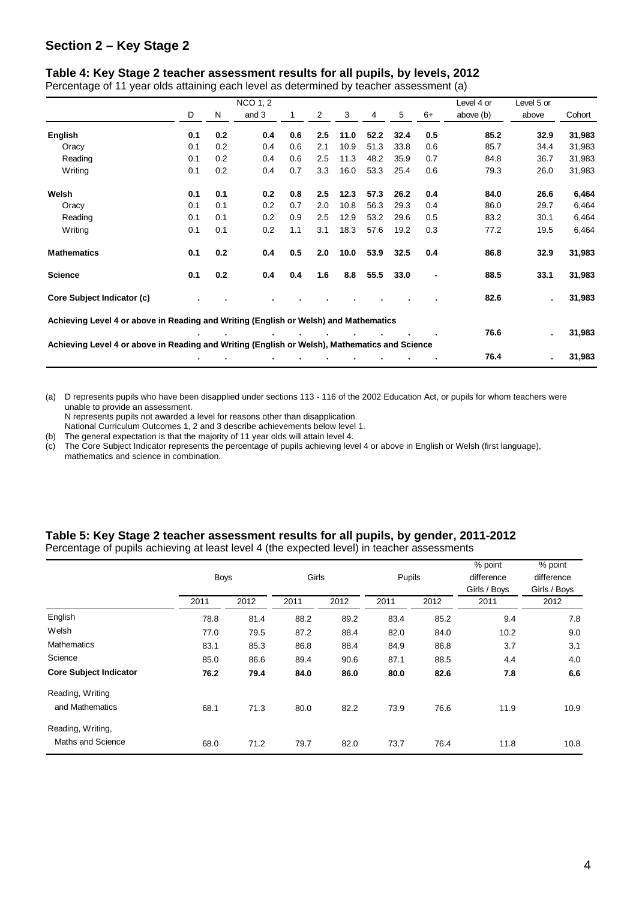## Section 2 – Key Stage 2

### Table 4: Key Stage 2 teacher assessment results for all pupils, by levels, 2012

Percentage of 11 year olds attaining each level as determined by teacher assessment (a)

| | D | N | NCO 1, 2 and 3 | 1 | 2 | 3 | 4 | 5 | 6+ | Level 4 or above (b) | Level 5 or above | Cohort |
|---|---|---|---|---|---|---|---|---|---|---|---|---|
| **English** | **0.1** | **0.2** | **0.4** | **0.6** | **2.5** | **11.0** | **52.2** | **32.4** | **0.5** | **85.2** | **32.9** | **31,983** |
| Oracy | 0.1 | 0.2 | 0.4 | 0.6 | 2.1 | 10.9 | 51.3 | 33.8 | 0.6 | 85.7 | 34.4 | 31,983 |
| Reading | 0.1 | 0.2 | 0.4 | 0.6 | 2.5 | 11.3 | 48.2 | 35.9 | 0.7 | 84.8 | 36.7 | 31,983 |
| Writing | 0.1 | 0.2 | 0.4 | 0.7 | 3.3 | 16.0 | 53.3 | 25.4 | 0.6 | 79.3 | 26.0 | 31,983 |
| **Welsh** | **0.1** | **0.1** | **0.2** | **0.8** | **2.5** | **12.3** | **57.3** | **26.2** | **0.4** | **84.0** | **26.6** | **6,464** |
| Oracy | 0.1 | 0.1 | 0.2 | 0.7 | 2.0 | 10.8 | 56.3 | 29.3 | 0.4 | 86.0 | 29.7 | 6,464 |
| Reading | 0.1 | 0.1 | 0.2 | 0.9 | 2.5 | 12.9 | 53.2 | 29.6 | 0.5 | 83.2 | 30.1 | 6,464 |
| Writing | 0.1 | 0.1 | 0.2 | 1.1 | 3.1 | 18.3 | 57.6 | 19.2 | 0.3 | 77.2 | 19.5 | 6,464 |
| **Mathematics** | **0.1** | **0.2** | **0.4** | **0.5** | **2.0** | **10.0** | **53.9** | **32.5** | **0.4** | **86.8** | **32.9** | **31,983** |
| **Science** | **0.1** | **0.2** | **0.4** | **0.4** | **1.6** | **8.8** | **55.5** | **33.0** | **-** | **88.5** | **33.1** | **31,983** |
| **Core Subject Indicator (c)** | . | . | . | . | . | . | . | . | . | **82.6** | . | **31,983** |
| **Achieving Level 4 or above in Reading and Writing (English or Welsh) and Mathematics** | . | . | . | . | . | . | . | . | . | **76.6** | . | **31,983** |
| **Achieving Level 4 or above in Reading and Writing (English or Welsh), Mathematics and Science** | . | . | . | . | . | . | . | . | . | **76.4** | . | **31,983** |

(a) D represents pupils who have been disapplied under sections 113 - 116 of the 2002 Education Act, or pupils for whom teachers were unable to provide an assessment.
N represents pupils not awarded a level for reasons other than disapplication.
National Curriculum Outcomes 1, 2 and 3 describe achievements below level 1.

(b) The general expectation is that the majority of 11 year olds will attain level 4.

(c) The Core Subject Indicator represents the percentage of pupils achieving level 4 or above in English or Welsh (first language), mathematics and science in combination.

### Table 5: Key Stage 2 teacher assessment results for all pupils, by gender, 2011-2012

Percentage of pupils achieving at least level 4 (the expected level) in teacher assessments

| | Boys | | Girls | | Pupils | | % point difference Girls / Boys | % point difference Girls / Boys |
|---|---|---|---|---|---|---|---|---|
| | 2011 | 2012 | 2011 | 2012 | 2011 | 2012 | 2011 | 2012 |
| English | 78.8 | 81.4 | 88.2 | 89.2 | 83.4 | 85.2 | 9.4 | 7.8 |
| Welsh | 77.0 | 79.5 | 87.2 | 88.4 | 82.0 | 84.0 | 10.2 | 9.0 |
| Mathematics | 83.1 | 85.3 | 86.8 | 88.4 | 84.9 | 86.8 | 3.7 | 3.1 |
| Science | 85.0 | 86.6 | 89.4 | 90.6 | 87.1 | 88.5 | 4.4 | 4.0 |
| **Core Subject Indicator** | **76.2** | **79.4** | **84.0** | **86.0** | **80.0** | **82.6** | **7.8** | **6.6** |
| Reading, Writing and Mathematics | 68.1 | 71.3 | 80.0 | 82.2 | 73.9 | 76.6 | 11.9 | 10.9 |
| Reading, Writing, Maths and Science | 68.0 | 71.2 | 79.7 | 82.0 | 73.7 | 76.4 | 11.8 | 10.8 |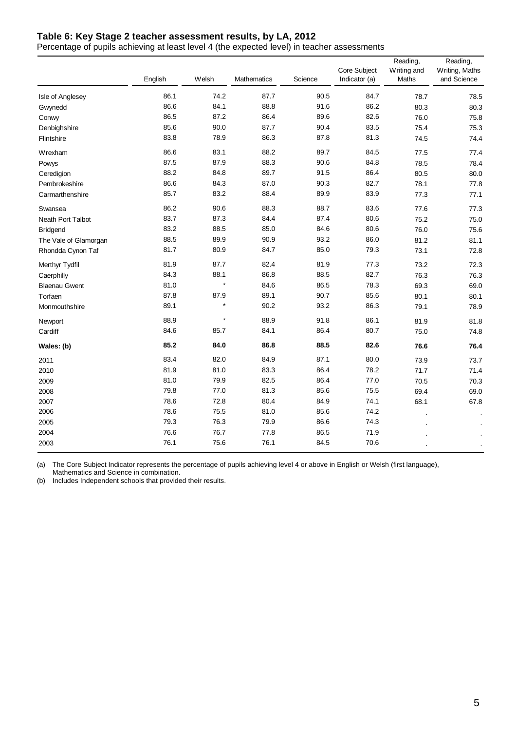### Table 6: Key Stage 2 teacher assessment results, by LA, 2012

Percentage of pupils achieving at least level 4 (the expected level) in teacher assessments

| | English | Welsh | Mathematics | Science | Core Subject Indicator (a) | Reading, Writing and Maths | Reading, Writing, Maths and Science |
|---|---|---|---|---|---|---|---|
| Isle of Anglesey | 86.1 | 74.2 | 87.7 | 90.5 | 84.7 | 78.7 | 78.5 |
| Gwynedd | 86.6 | 84.1 | 88.8 | 91.6 | 86.2 | 80.3 | 80.3 |
| Conwy | 86.5 | 87.2 | 86.4 | 89.6 | 82.6 | 76.0 | 75.8 |
| Denbighshire | 85.6 | 90.0 | 87.7 | 90.4 | 83.5 | 75.4 | 75.3 |
| Flintshire | 83.8 | 78.9 | 86.3 | 87.8 | 81.3 | 74.5 | 74.4 |
| Wrexham | 86.6 | 83.1 | 88.2 | 89.7 | 84.5 | 77.5 | 77.4 |
| Powys | 87.5 | 87.9 | 88.3 | 90.6 | 84.8 | 78.5 | 78.4 |
| Ceredigion | 88.2 | 84.8 | 89.7 | 91.5 | 86.4 | 80.5 | 80.0 |
| Pembrokeshire | 86.6 | 84.3 | 87.0 | 90.3 | 82.7 | 78.1 | 77.8 |
| Carmarthenshire | 85.7 | 83.2 | 88.4 | 89.9 | 83.9 | 77.3 | 77.1 |
| Swansea | 86.2 | 90.6 | 88.3 | 88.7 | 83.6 | 77.6 | 77.3 |
| Neath Port Talbot | 83.7 | 87.3 | 84.4 | 87.4 | 80.6 | 75.2 | 75.0 |
| Bridgend | 83.2 | 88.5 | 85.0 | 84.6 | 80.6 | 76.0 | 75.6 |
| The Vale of Glamorgan | 88.5 | 89.9 | 90.9 | 93.2 | 86.0 | 81.2 | 81.1 |
| Rhondda Cynon Taf | 81.7 | 80.9 | 84.7 | 85.0 | 79.3 | 73.1 | 72.8 |
| Merthyr Tydfil | 81.9 | 87.7 | 82.4 | 81.9 | 77.3 | 73.2 | 72.3 |
| Caerphilly | 84.3 | 88.1 | 86.8 | 88.5 | 82.7 | 76.3 | 76.3 |
| Blaenau Gwent | 81.0 | * | 84.6 | 86.5 | 78.3 | 69.3 | 69.0 |
| Torfaen | 87.8 | 87.9 | 89.1 | 90.7 | 85.6 | 80.1 | 80.1 |
| Monmouthshire | 89.1 | * | 90.2 | 93.2 | 86.3 | 79.1 | 78.9 |
| Newport | 88.9 | * | 88.9 | 91.8 | 86.1 | 81.9 | 81.8 |
| Cardiff | 84.6 | 85.7 | 84.1 | 86.4 | 80.7 | 75.0 | 74.8 |
| **Wales: (b)** | **85.2** | **84.0** | **86.8** | **88.5** | **82.6** | **76.6** | **76.4** |
| 2011 | 83.4 | 82.0 | 84.9 | 87.1 | 80.0 | 73.9 | 73.7 |
| 2010 | 81.9 | 81.0 | 83.3 | 86.4 | 78.2 | 71.7 | 71.4 |
| 2009 | 81.0 | 79.9 | 82.5 | 86.4 | 77.0 | 70.5 | 70.3 |
| 2008 | 79.8 | 77.0 | 81.3 | 85.6 | 75.5 | 69.4 | 69.0 |
| 2007 | 78.6 | 72.8 | 80.4 | 84.9 | 74.1 | 68.1 | 67.8 |
| 2006 | 78.6 | 75.5 | 81.0 | 85.6 | 74.2 | . | . |
| 2005 | 79.3 | 76.3 | 79.9 | 86.6 | 74.3 | . | . |
| 2004 | 76.6 | 76.7 | 77.8 | 86.5 | 71.9 | . | . |
| 2003 | 76.1 | 75.6 | 76.1 | 84.5 | 70.6 | . | . |

(a) The Core Subject Indicator represents the percentage of pupils achieving level 4 or above in English or Welsh (first language), Mathematics and Science in combination.

(b) Includes Independent schools that provided their results.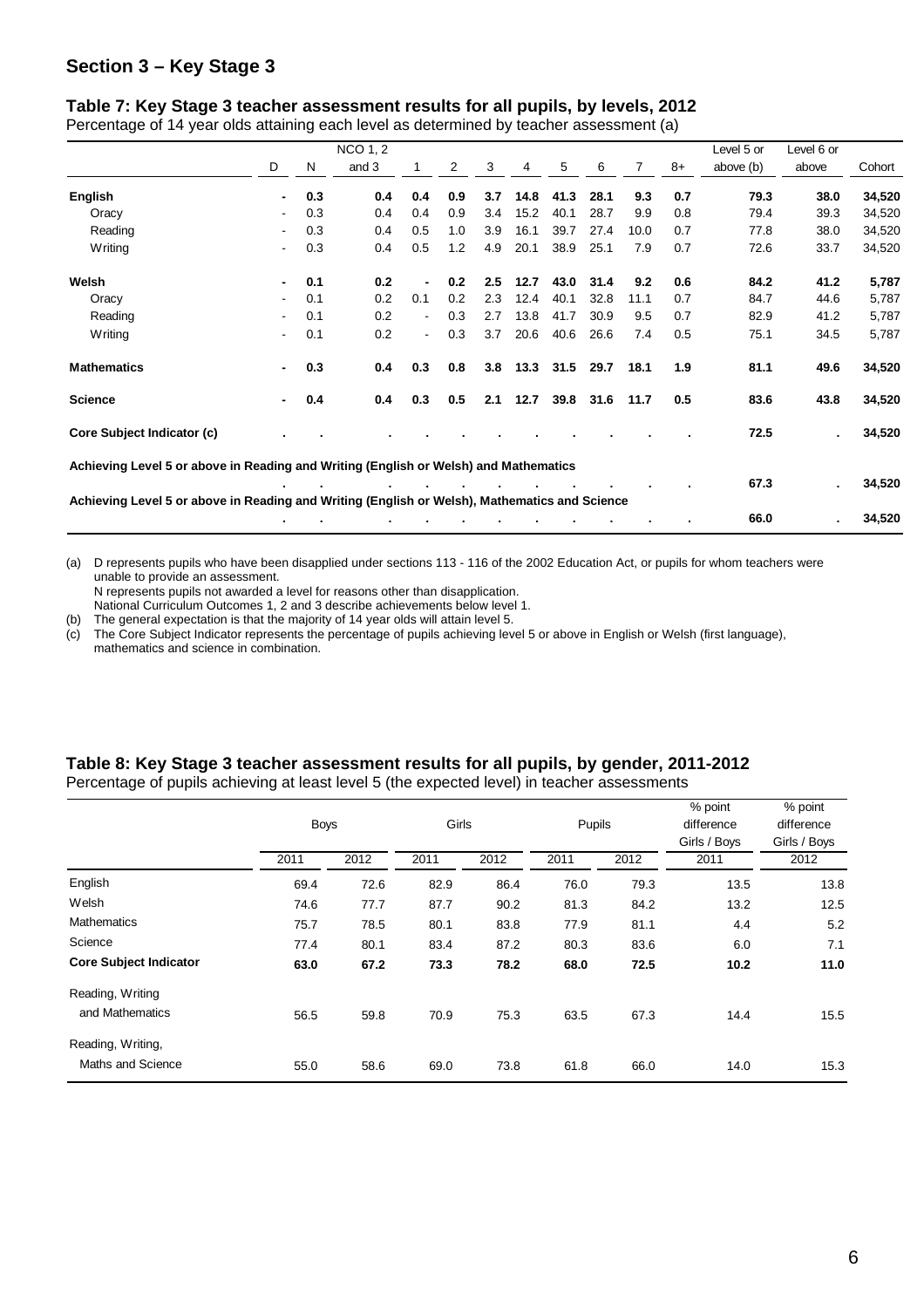## Section 3 – Key Stage 3

### Table 7: Key Stage 3 teacher assessment results for all pupils, by levels, 2012

Percentage of 14 year olds attaining each level as determined by teacher assessment (a)

| | D | N | NCO 1, 2 and 3 | 1 | 2 | 3 | 4 | 5 | 6 | 7 | 8+ | Level 5 or above (b) | Level 6 or above | Cohort |
|---|---|---|---|---|---|---|---|---|---|---|---|---|---|---|
| **English** | **-** | **0.3** | **0.4** | **0.4** | **0.9** | **3.7** | **14.8** | **41.3** | **28.1** | **9.3** | **0.7** | **79.3** | **38.0** | **34,520** |
| Oracy | - | 0.3 | 0.4 | 0.4 | 0.9 | 3.4 | 15.2 | 40.1 | 28.7 | 9.9 | 0.8 | 79.4 | 39.3 | 34,520 |
| Reading | - | 0.3 | 0.4 | 0.5 | 1.0 | 3.9 | 16.1 | 39.7 | 27.4 | 10.0 | 0.7 | 77.8 | 38.0 | 34,520 |
| Writing | - | 0.3 | 0.4 | 0.5 | 1.2 | 4.9 | 20.1 | 38.9 | 25.1 | 7.9 | 0.7 | 72.6 | 33.7 | 34,520 |
| **Welsh** | **-** | **0.1** | **0.2** | **-** | **0.2** | **2.5** | **12.7** | **43.0** | **31.4** | **9.2** | **0.6** | **84.2** | **41.2** | **5,787** |
| Oracy | - | 0.1 | 0.2 | 0.1 | 0.2 | 2.3 | 12.4 | 40.1 | 32.8 | 11.1 | 0.7 | 84.7 | 44.6 | 5,787 |
| Reading | - | 0.1 | 0.2 | - | 0.3 | 2.7 | 13.8 | 41.7 | 30.9 | 9.5 | 0.7 | 82.9 | 41.2 | 5,787 |
| Writing | - | 0.1 | 0.2 | - | 0.3 | 3.7 | 20.6 | 40.6 | 26.6 | 7.4 | 0.5 | 75.1 | 34.5 | 5,787 |
| **Mathematics** | **-** | **0.3** | **0.4** | **0.3** | **0.8** | **3.8** | **13.3** | **31.5** | **29.7** | **18.1** | **1.9** | **81.1** | **49.6** | **34,520** |
| **Science** | **-** | **0.4** | **0.4** | **0.3** | **0.5** | **2.1** | **12.7** | **39.8** | **31.6** | **11.7** | **0.5** | **83.6** | **43.8** | **34,520** |
| **Core Subject Indicator (c)** | . | . | . | . | . | . | . | . | . | . | . | **72.5** | . | **34,520** |
| **Achieving Level 5 or above in Reading and Writing (English or Welsh) and Mathematics** | . | . | . | . | . | . | . | . | . | . | . | **67.3** | . | **34,520** |
| **Achieving Level 5 or above in Reading and Writing (English or Welsh), Mathematics and Science** | . | . | . | . | . | . | . | . | . | . | . | **66.0** | . | **34,520** |

(a) D represents pupils who have been disapplied under sections 113 - 116 of the 2002 Education Act, or pupils for whom teachers were unable to provide an assessment.
N represents pupils not awarded a level for reasons other than disapplication.
National Curriculum Outcomes 1, 2 and 3 describe achievements below level 1.
(b) The general expectation is that the majority of 14 year olds will attain level 5.
(c) The Core Subject Indicator represents the percentage of pupils achieving level 5 or above in English or Welsh (first language), mathematics and science in combination.

### Table 8: Key Stage 3 teacher assessment results for all pupils, by gender, 2011-2012

Percentage of pupils achieving at least level 5 (the expected level) in teacher assessments

| | Boys | | Girls | | Pupils | | % point difference Girls / Boys | % point difference Girls / Boys |
|---|---|---|---|---|---|---|---|---|
| | 2011 | 2012 | 2011 | 2012 | 2011 | 2012 | 2011 | 2012 |
| English | 69.4 | 72.6 | 82.9 | 86.4 | 76.0 | 79.3 | 13.5 | 13.8 |
| Welsh | 74.6 | 77.7 | 87.7 | 90.2 | 81.3 | 84.2 | 13.2 | 12.5 |
| Mathematics | 75.7 | 78.5 | 80.1 | 83.8 | 77.9 | 81.1 | 4.4 | 5.2 |
| Science | 77.4 | 80.1 | 83.4 | 87.2 | 80.3 | 83.6 | 6.0 | 7.1 |
| **Core Subject Indicator** | **63.0** | **67.2** | **73.3** | **78.2** | **68.0** | **72.5** | **10.2** | **11.0** |
| Reading, Writing and Mathematics | 56.5 | 59.8 | 70.9 | 75.3 | 63.5 | 67.3 | 14.4 | 15.5 |
| Reading, Writing, Maths and Science | 55.0 | 58.6 | 69.0 | 73.8 | 61.8 | 66.0 | 14.0 | 15.3 |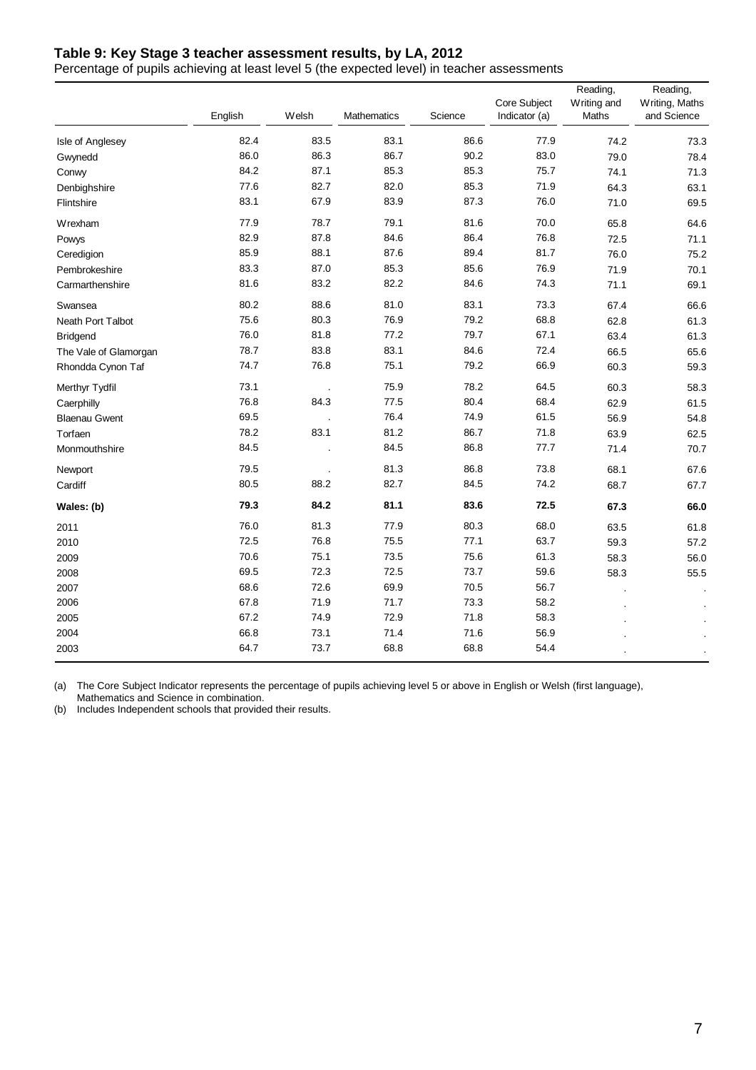### Table 9: Key Stage 3 teacher assessment results, by LA, 2012

Percentage of pupils achieving at least level 5 (the expected level) in teacher assessments

| | English | Welsh | Mathematics | Science | Core Subject Indicator (a) | Reading, Writing and Maths | Reading, Writing, Maths and Science |
|---|---|---|---|---|---|---|---|
| Isle of Anglesey | 82.4 | 83.5 | 83.1 | 86.6 | 77.9 | 74.2 | 73.3 |
| Gwynedd | 86.0 | 86.3 | 86.7 | 90.2 | 83.0 | 79.0 | 78.4 |
| Conwy | 84.2 | 87.1 | 85.3 | 85.3 | 75.7 | 74.1 | 71.3 |
| Denbighshire | 77.6 | 82.7 | 82.0 | 85.3 | 71.9 | 64.3 | 63.1 |
| Flintshire | 83.1 | 67.9 | 83.9 | 87.3 | 76.0 | 71.0 | 69.5 |
| Wrexham | 77.9 | 78.7 | 79.1 | 81.6 | 70.0 | 65.8 | 64.6 |
| Powys | 82.9 | 87.8 | 84.6 | 86.4 | 76.8 | 72.5 | 71.1 |
| Ceredigion | 85.9 | 88.1 | 87.6 | 89.4 | 81.7 | 76.0 | 75.2 |
| Pembrokeshire | 83.3 | 87.0 | 85.3 | 85.6 | 76.9 | 71.9 | 70.1 |
| Carmarthenshire | 81.6 | 83.2 | 82.2 | 84.6 | 74.3 | 71.1 | 69.1 |
| Swansea | 80.2 | 88.6 | 81.0 | 83.1 | 73.3 | 67.4 | 66.6 |
| Neath Port Talbot | 75.6 | 80.3 | 76.9 | 79.2 | 68.8 | 62.8 | 61.3 |
| Bridgend | 76.0 | 81.8 | 77.2 | 79.7 | 67.1 | 63.4 | 61.3 |
| The Vale of Glamorgan | 78.7 | 83.8 | 83.1 | 84.6 | 72.4 | 66.5 | 65.6 |
| Rhondda Cynon Taf | 74.7 | 76.8 | 75.1 | 79.2 | 66.9 | 60.3 | 59.3 |
| Merthyr Tydfil | 73.1 | . | 75.9 | 78.2 | 64.5 | 60.3 | 58.3 |
| Caerphilly | 76.8 | 84.3 | 77.5 | 80.4 | 68.4 | 62.9 | 61.5 |
| Blaenau Gwent | 69.5 | . | 76.4 | 74.9 | 61.5 | 56.9 | 54.8 |
| Torfaen | 78.2 | 83.1 | 81.2 | 86.7 | 71.8 | 63.9 | 62.5 |
| Monmouthshire | 84.5 | . | 84.5 | 86.8 | 77.7 | 71.4 | 70.7 |
| Newport | 79.5 | . | 81.3 | 86.8 | 73.8 | 68.1 | 67.6 |
| Cardiff | 80.5 | 88.2 | 82.7 | 84.5 | 74.2 | 68.7 | 67.7 |
| **Wales: (b)** | **79.3** | **84.2** | **81.1** | **83.6** | **72.5** | **67.3** | **66.0** |
| 2011 | 76.0 | 81.3 | 77.9 | 80.3 | 68.0 | 63.5 | 61.8 |
| 2010 | 72.5 | 76.8 | 75.5 | 77.1 | 63.7 | 59.3 | 57.2 |
| 2009 | 70.6 | 75.1 | 73.5 | 75.6 | 61.3 | 58.3 | 56.0 |
| 2008 | 69.5 | 72.3 | 72.5 | 73.7 | 59.6 | 58.3 | 55.5 |
| 2007 | 68.6 | 72.6 | 69.9 | 70.5 | 56.7 | . | . |
| 2006 | 67.8 | 71.9 | 71.7 | 73.3 | 58.2 | . | . |
| 2005 | 67.2 | 74.9 | 72.9 | 71.8 | 58.3 | . | . |
| 2004 | 66.8 | 73.1 | 71.4 | 71.6 | 56.9 | . | . |
| 2003 | 64.7 | 73.7 | 68.8 | 68.8 | 54.4 | . | . |

(a) The Core Subject Indicator represents the percentage of pupils achieving level 5 or above in English or Welsh (first language), Mathematics and Science in combination.

(b) Includes Independent schools that provided their results.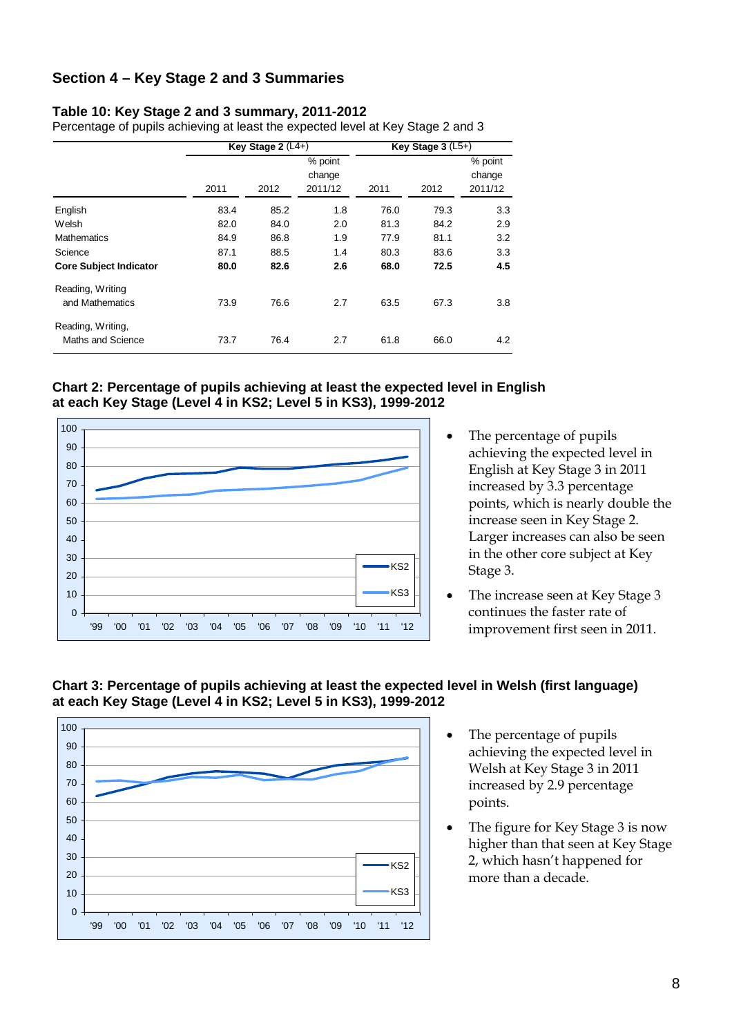## Section 4 – Key Stage 2 and 3 Summaries

### Table 10: Key Stage 2 and 3 summary, 2011-2012

Percentage of pupils achieving at least the expected level at Key Stage 2 and 3

| | Key Stage 2 (L4+) | | | Key Stage 3 (L5+) | | |
|---|---|---|---|---|---|---|
| | 2011 | 2012 | % point change 2011/12 | 2011 | 2012 | % point change 2011/12 |
| English | 83.4 | 85.2 | 1.8 | 76.0 | 79.3 | 3.3 |
| Welsh | 82.0 | 84.0 | 2.0 | 81.3 | 84.2 | 2.9 |
| Mathematics | 84.9 | 86.8 | 1.9 | 77.9 | 81.1 | 3.2 |
| Science | 87.1 | 88.5 | 1.4 | 80.3 | 83.6 | 3.3 |
| **Core Subject Indicator** | **80.0** | **82.6** | **2.6** | **68.0** | **72.5** | **4.5** |
| Reading, Writing and Mathematics | 73.9 | 76.6 | 2.7 | 63.5 | 67.3 | 3.8 |
| Reading, Writing, Maths and Science | 73.7 | 76.4 | 2.7 | 61.8 | 66.0 | 4.2 |

### Chart 2: Percentage of pupils achieving at least the expected level in English at each Key Stage (Level 4 in KS2; Level 5 in KS3), 1999-2012

- The percentage of pupils achieving the expected level in English at Key Stage 3 in 2011 increased by 3.3 percentage points, which is nearly double the increase seen in Key Stage 2. Larger increases can also be seen in the other core subject at Key Stage 3.
- The increase seen at Key Stage 3 continues the faster rate of improvement first seen in 2011.

### Chart 3: Percentage of pupils achieving at least the expected level in Welsh (first language) at each Key Stage (Level 4 in KS2; Level 5 in KS3), 1999-2012

- The percentage of pupils achieving the expected level in Welsh at Key Stage 3 in 2011 increased by 2.9 percentage points.
- The figure for Key Stage 3 is now higher than that seen at Key Stage 2, which hasn't happened for more than a decade.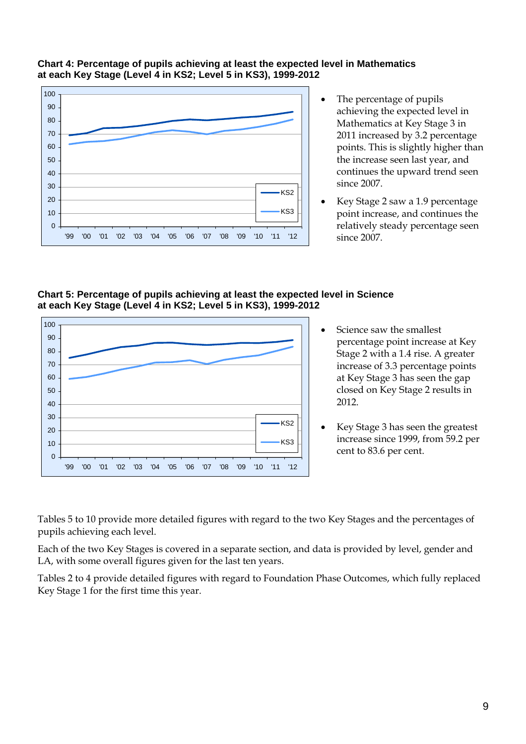**Chart 4: Percentage of pupils achieving at least the expected level in Mathematics at each Key Stage (Level 4 in KS2; Level 5 in KS3), 1999-2012**

- The percentage of pupils achieving the expected level in Mathematics at Key Stage 3 in 2011 increased by 3.2 percentage points. This is slightly higher than the increase seen last year, and continues the upward trend seen since 2007.
- Key Stage 2 saw a 1.9 percentage point increase, and continues the relatively steady percentage seen since 2007.

**Chart 5: Percentage of pupils achieving at least the expected level in Science at each Key Stage (Level 4 in KS2; Level 5 in KS3), 1999-2012**

- Science saw the smallest percentage point increase at Key Stage 2 with a 1.4 rise. A greater increase of 3.3 percentage points at Key Stage 3 has seen the gap closed on Key Stage 2 results in 2012.
- Key Stage 3 has seen the greatest increase since 1999, from 59.2 per cent to 83.6 per cent.

Tables 5 to 10 provide more detailed figures with regard to the two Key Stages and the percentages of pupils achieving each level.

Each of the two Key Stages is covered in a separate section, and data is provided by level, gender and LA, with some overall figures given for the last ten years.

Tables 2 to 4 provide detailed figures with regard to Foundation Phase Outcomes, which fully replaced Key Stage 1 for the first time this year.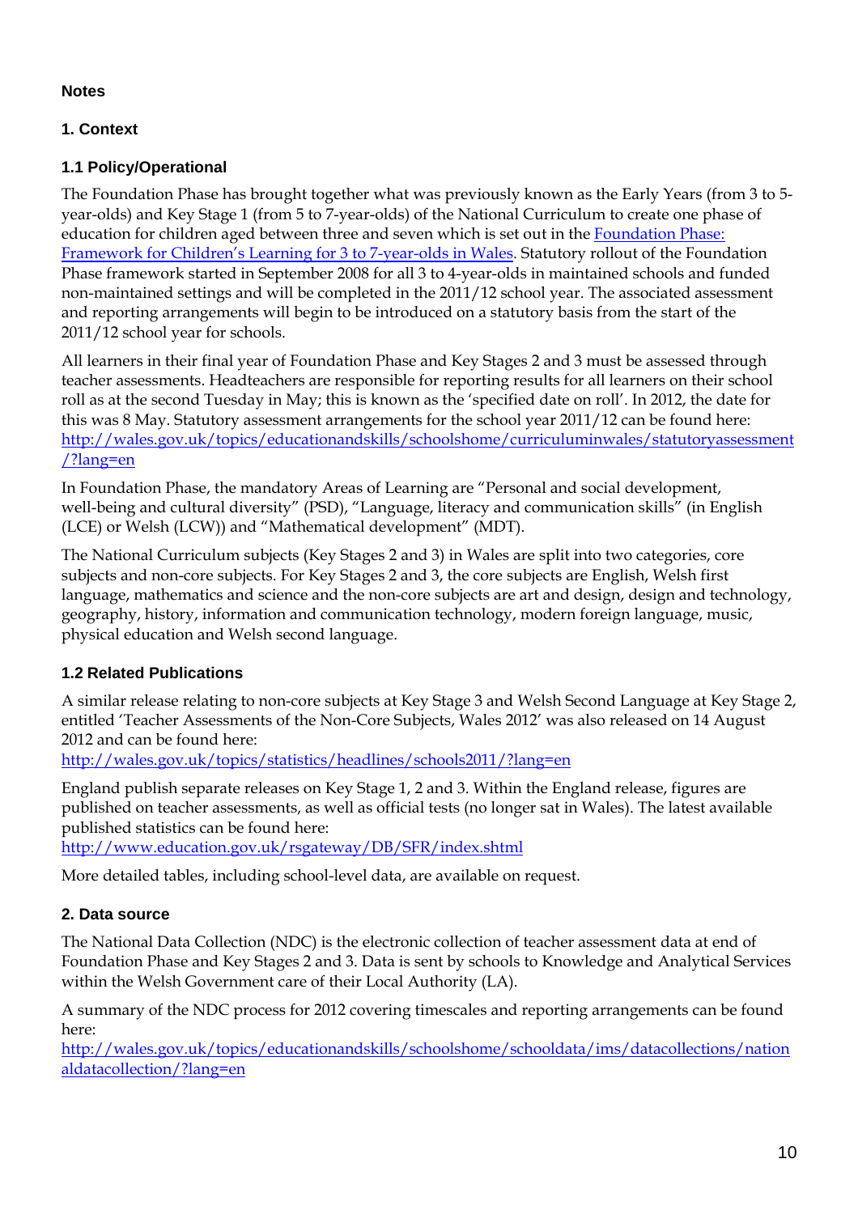## Notes

### 1. Context

#### 1.1 Policy/Operational

The Foundation Phase has brought together what was previously known as the Early Years (from 3 to 5-year-olds) and Key Stage 1 (from 5 to 7-year-olds) of the National Curriculum to create one phase of education for children aged between three and seven which is set out in the [Foundation Phase: Framework for Children's Learning for 3 to 7-year-olds in Wales](). Statutory rollout of the Foundation Phase framework started in September 2008 for all 3 to 4-year-olds in maintained schools and funded non-maintained settings and will be completed in the 2011/12 school year. The associated assessment and reporting arrangements will begin to be introduced on a statutory basis from the start of the 2011/12 school year for schools.

All learners in their final year of Foundation Phase and Key Stages 2 and 3 must be assessed through teacher assessments. Headteachers are responsible for reporting results for all learners on their school roll as at the second Tuesday in May; this is known as the 'specified date on roll'. In 2012, the date for this was 8 May. Statutory assessment arrangements for the school year 2011/12 can be found here: http://wales.gov.uk/topics/educationandskills/schoolshome/curriculuminwales/statutoryassessment/?lang=en

In Foundation Phase, the mandatory Areas of Learning are "Personal and social development, well-being and cultural diversity" (PSD), "Language, literacy and communication skills" (in English (LCE) or Welsh (LCW)) and "Mathematical development" (MDT).

The National Curriculum subjects (Key Stages 2 and 3) in Wales are split into two categories, core subjects and non-core subjects. For Key Stages 2 and 3, the core subjects are English, Welsh first language, mathematics and science and the non-core subjects are art and design, design and technology, geography, history, information and communication technology, modern foreign language, music, physical education and Welsh second language.

#### 1.2 Related Publications

A similar release relating to non-core subjects at Key Stage 3 and Welsh Second Language at Key Stage 2, entitled 'Teacher Assessments of the Non-Core Subjects, Wales 2012' was also released on 14 August 2012 and can be found here:
http://wales.gov.uk/topics/statistics/headlines/schools2011/?lang=en

England publish separate releases on Key Stage 1, 2 and 3. Within the England release, figures are published on teacher assessments, as well as official tests (no longer sat in Wales). The latest available published statistics can be found here:
http://www.education.gov.uk/rsgateway/DB/SFR/index.shtml

More detailed tables, including school-level data, are available on request.

### 2. Data source

The National Data Collection (NDC) is the electronic collection of teacher assessment data at end of Foundation Phase and Key Stages 2 and 3. Data is sent by schools to Knowledge and Analytical Services within the Welsh Government care of their Local Authority (LA).

A summary of the NDC process for 2012 covering timescales and reporting arrangements can be found here:
http://wales.gov.uk/topics/educationandskills/schoolshome/schooldata/ims/datacollections/nationaldatacollection/?lang=en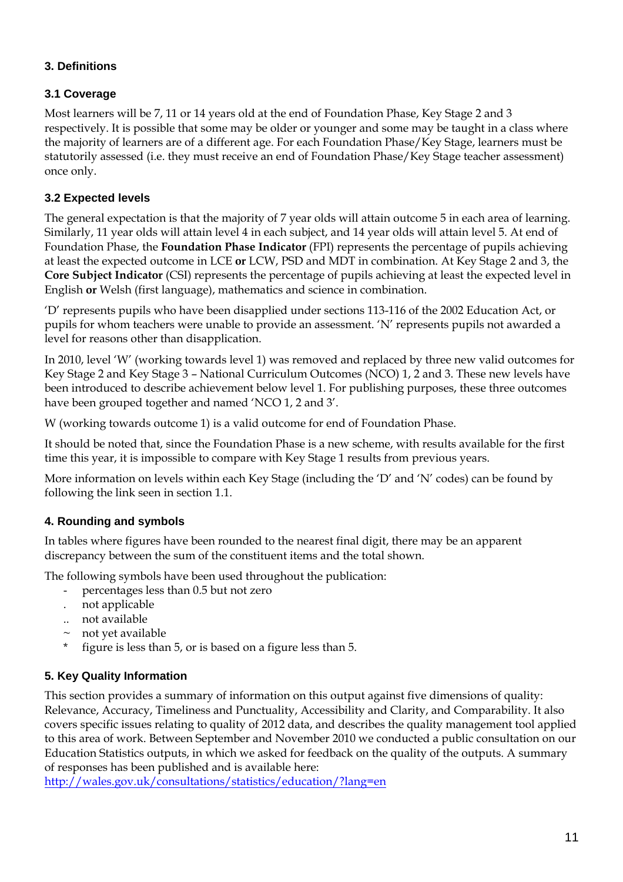## 3. Definitions

### 3.1 Coverage

Most learners will be 7, 11 or 14 years old at the end of Foundation Phase, Key Stage 2 and 3 respectively. It is possible that some may be older or younger and some may be taught in a class where the majority of learners are of a different age. For each Foundation Phase/Key Stage, learners must be statutorily assessed (i.e. they must receive an end of Foundation Phase/Key Stage teacher assessment) once only.

### 3.2 Expected levels

The general expectation is that the majority of 7 year olds will attain outcome 5 in each area of learning. Similarly, 11 year olds will attain level 4 in each subject, and 14 year olds will attain level 5. At end of Foundation Phase, the **Foundation Phase Indicator** (FPI) represents the percentage of pupils achieving at least the expected outcome in LCE **or** LCW, PSD and MDT in combination. At Key Stage 2 and 3, the **Core Subject Indicator** (CSI) represents the percentage of pupils achieving at least the expected level in English **or** Welsh (first language), mathematics and science in combination.

'D' represents pupils who have been disapplied under sections 113-116 of the 2002 Education Act, or pupils for whom teachers were unable to provide an assessment. 'N' represents pupils not awarded a level for reasons other than disapplication.

In 2010, level 'W' (working towards level 1) was removed and replaced by three new valid outcomes for Key Stage 2 and Key Stage 3 – National Curriculum Outcomes (NCO) 1, 2 and 3. These new levels have been introduced to describe achievement below level 1. For publishing purposes, these three outcomes have been grouped together and named 'NCO 1, 2 and 3'.

W (working towards outcome 1) is a valid outcome for end of Foundation Phase.

It should be noted that, since the Foundation Phase is a new scheme, with results available for the first time this year, it is impossible to compare with Key Stage 1 results from previous years.

More information on levels within each Key Stage (including the 'D' and 'N' codes) can be found by following the link seen in section 1.1.

## 4. Rounding and symbols

In tables where figures have been rounded to the nearest final digit, there may be an apparent discrepancy between the sum of the constituent items and the total shown.

The following symbols have been used throughout the publication:

- \- percentages less than 0.5 but not zero
- . not applicable
- .. not available
- ~ not yet available
- \* figure is less than 5, or is based on a figure less than 5.

## 5. Key Quality Information

This section provides a summary of information on this output against five dimensions of quality: Relevance, Accuracy, Timeliness and Punctuality, Accessibility and Clarity, and Comparability. It also covers specific issues relating to quality of 2012 data, and describes the quality management tool applied to this area of work. Between September and November 2010 we conducted a public consultation on our Education Statistics outputs, in which we asked for feedback on the quality of the outputs. A summary of responses has been published and is available here:
http://wales.gov.uk/consultations/statistics/education/?lang=en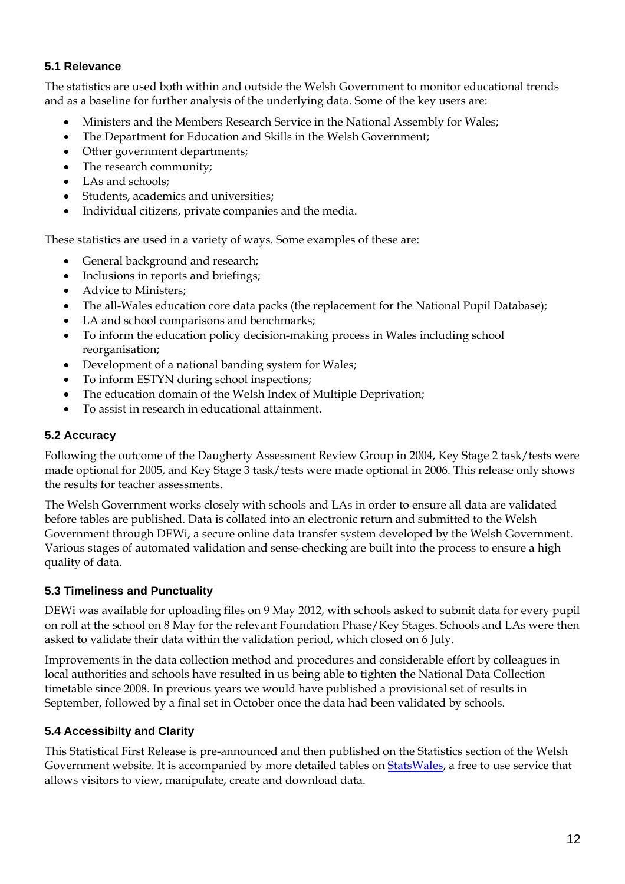### 5.1 Relevance

The statistics are used both within and outside the Welsh Government to monitor educational trends and as a baseline for further analysis of the underlying data. Some of the key users are:

- Ministers and the Members Research Service in the National Assembly for Wales;
- The Department for Education and Skills in the Welsh Government;
- Other government departments;
- The research community;
- LAs and schools;
- Students, academics and universities;
- Individual citizens, private companies and the media.

These statistics are used in a variety of ways. Some examples of these are:

- General background and research;
- Inclusions in reports and briefings;
- Advice to Ministers;
- The all-Wales education core data packs (the replacement for the National Pupil Database);
- LA and school comparisons and benchmarks;
- To inform the education policy decision-making process in Wales including school reorganisation;
- Development of a national banding system for Wales;
- To inform ESTYN during school inspections;
- The education domain of the Welsh Index of Multiple Deprivation;
- To assist in research in educational attainment.

### 5.2 Accuracy

Following the outcome of the Daugherty Assessment Review Group in 2004, Key Stage 2 task/tests were made optional for 2005, and Key Stage 3 task/tests were made optional in 2006. This release only shows the results for teacher assessments.

The Welsh Government works closely with schools and LAs in order to ensure all data are validated before tables are published. Data is collated into an electronic return and submitted to the Welsh Government through DEWi, a secure online data transfer system developed by the Welsh Government. Various stages of automated validation and sense-checking are built into the process to ensure a high quality of data.

### 5.3 Timeliness and Punctuality

DEWi was available for uploading files on 9 May 2012, with schools asked to submit data for every pupil on roll at the school on 8 May for the relevant Foundation Phase/Key Stages. Schools and LAs were then asked to validate their data within the validation period, which closed on 6 July.

Improvements in the data collection method and procedures and considerable effort by colleagues in local authorities and schools have resulted in us being able to tighten the National Data Collection timetable since 2008. In previous years we would have published a provisional set of results in September, followed by a final set in October once the data had been validated by schools.

### 5.4 Accessibilty and Clarity

This Statistical First Release is pre-announced and then published on the Statistics section of the Welsh Government website. It is accompanied by more detailed tables on StatsWales, a free to use service that allows visitors to view, manipulate, create and download data.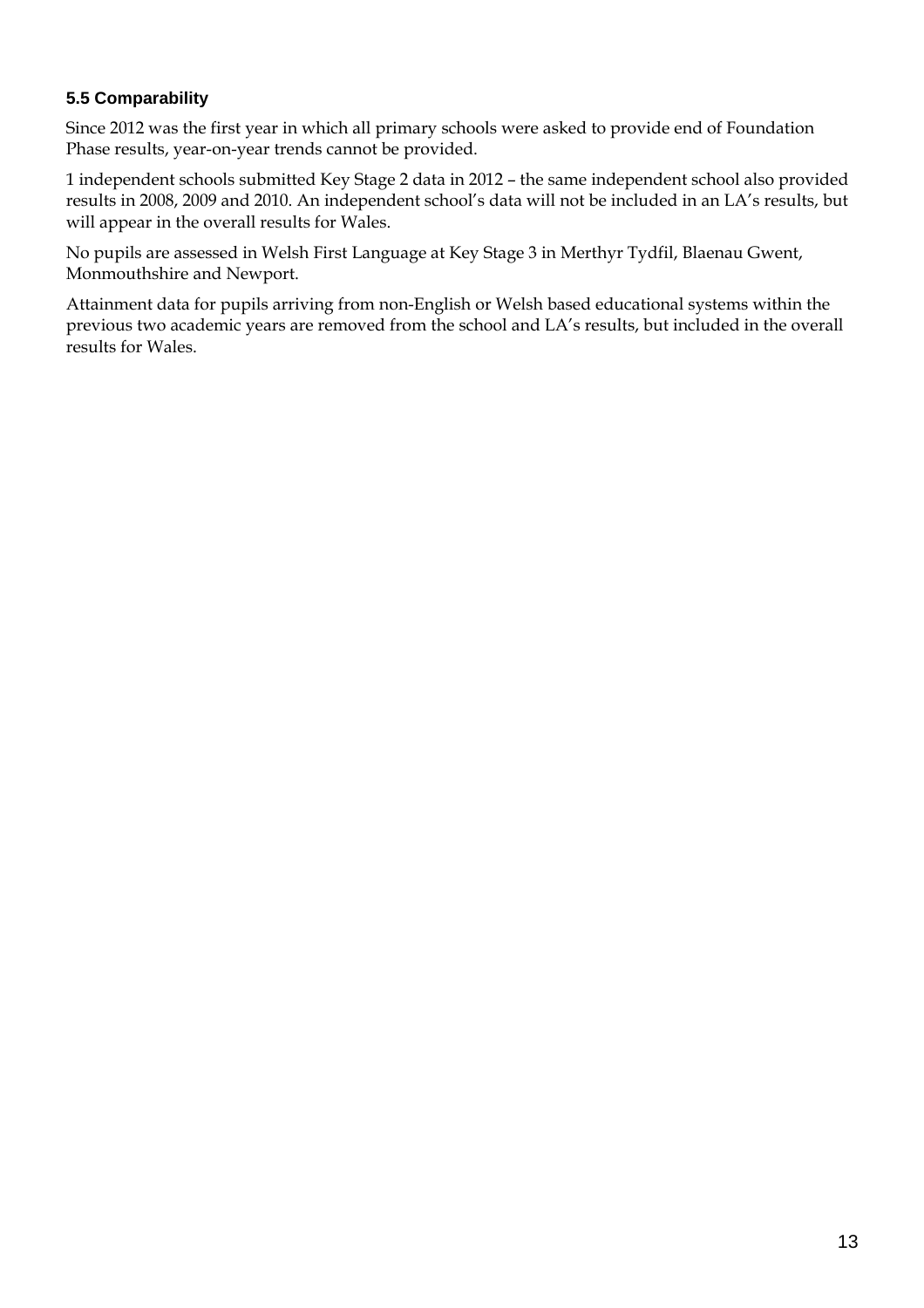### 5.5 Comparability

Since 2012 was the first year in which all primary schools were asked to provide end of Foundation Phase results, year-on-year trends cannot be provided.

1 independent schools submitted Key Stage 2 data in 2012 – the same independent school also provided results in 2008, 2009 and 2010. An independent school's data will not be included in an LA's results, but will appear in the overall results for Wales.

No pupils are assessed in Welsh First Language at Key Stage 3 in Merthyr Tydfil, Blaenau Gwent, Monmouthshire and Newport.

Attainment data for pupils arriving from non-English or Welsh based educational systems within the previous two academic years are removed from the school and LA's results, but included in the overall results for Wales.